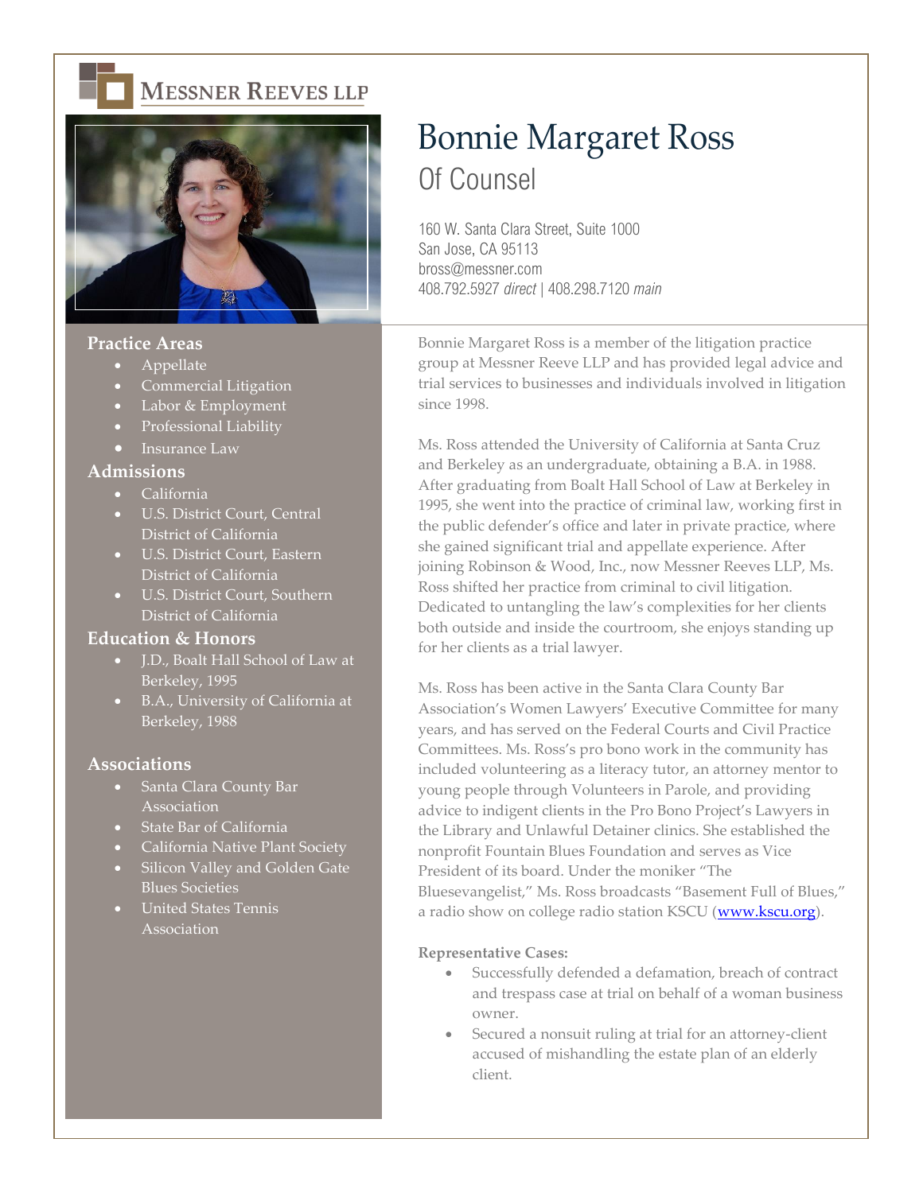MESSNER REEVES LLP

# Bonnie Margaret Ross

## Of Counsel

160 W. Santa Clara Street, Suite 1000
San Jose, CA 95113
bross@messner.com
408.792.5927 *direct* | 408.298.7120 *main*

### Practice Areas

- Appellate
- Commercial Litigation
- Labor & Employment
- Professional Liability
- Insurance Law

### Admissions

- California
- U.S. District Court, Central District of California
- U.S. District Court, Eastern District of California
- U.S. District Court, Southern District of California

### Education & Honors

- J.D., Boalt Hall School of Law at Berkeley, 1995
- B.A., University of California at Berkeley, 1988

### Associations

- Santa Clara County Bar Association
- State Bar of California
- California Native Plant Society
- Silicon Valley and Golden Gate Blues Societies
- United States Tennis Association

Bonnie Margaret Ross is a member of the litigation practice group at Messner Reeve LLP and has provided legal advice and trial services to businesses and individuals involved in litigation since 1998.

Ms. Ross attended the University of California at Santa Cruz and Berkeley as an undergraduate, obtaining a B.A. in 1988. After graduating from Boalt Hall School of Law at Berkeley in 1995, she went into the practice of criminal law, working first in the public defender's office and later in private practice, where she gained significant trial and appellate experience. After joining Robinson & Wood, Inc., now Messner Reeves LLP, Ms. Ross shifted her practice from criminal to civil litigation. Dedicated to untangling the law's complexities for her clients both outside and inside the courtroom, she enjoys standing up for her clients as a trial lawyer.

Ms. Ross has been active in the Santa Clara County Bar Association's Women Lawyers' Executive Committee for many years, and has served on the Federal Courts and Civil Practice Committees. Ms. Ross's pro bono work in the community has included volunteering as a literacy tutor, an attorney mentor to young people through Volunteers in Parole, and providing advice to indigent clients in the Pro Bono Project's Lawyers in the Library and Unlawful Detainer clinics. She established the nonprofit Fountain Blues Foundation and serves as Vice President of its board. Under the moniker "The Bluesevangelist," Ms. Ross broadcasts "Basement Full of Blues," a radio show on college radio station KSCU (www.kscu.org).

**Representative Cases:**

- Successfully defended a defamation, breach of contract and trespass case at trial on behalf of a woman business owner.
- Secured a nonsuit ruling at trial for an attorney-client accused of mishandling the estate plan of an elderly client.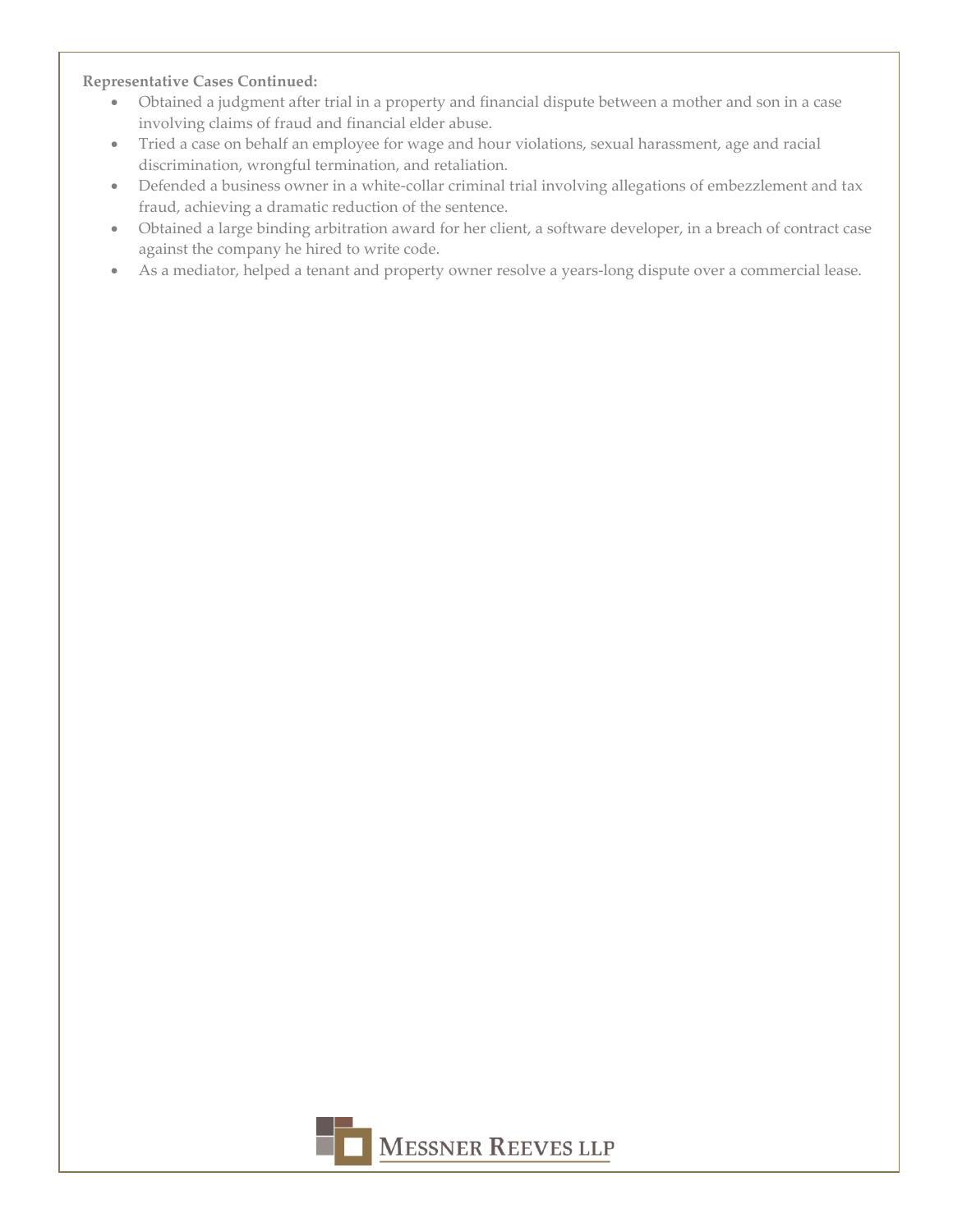**Representative Cases Continued:**

- Obtained a judgment after trial in a property and financial dispute between a mother and son in a case involving claims of fraud and financial elder abuse.
- Tried a case on behalf an employee for wage and hour violations, sexual harassment, age and racial discrimination, wrongful termination, and retaliation.
- Defended a business owner in a white-collar criminal trial involving allegations of embezzlement and tax fraud, achieving a dramatic reduction of the sentence.
- Obtained a large binding arbitration award for her client, a software developer, in a breach of contract case against the company he hired to write code.
- As a mediator, helped a tenant and property owner resolve a years-long dispute over a commercial lease.

MESSNER REEVES LLP